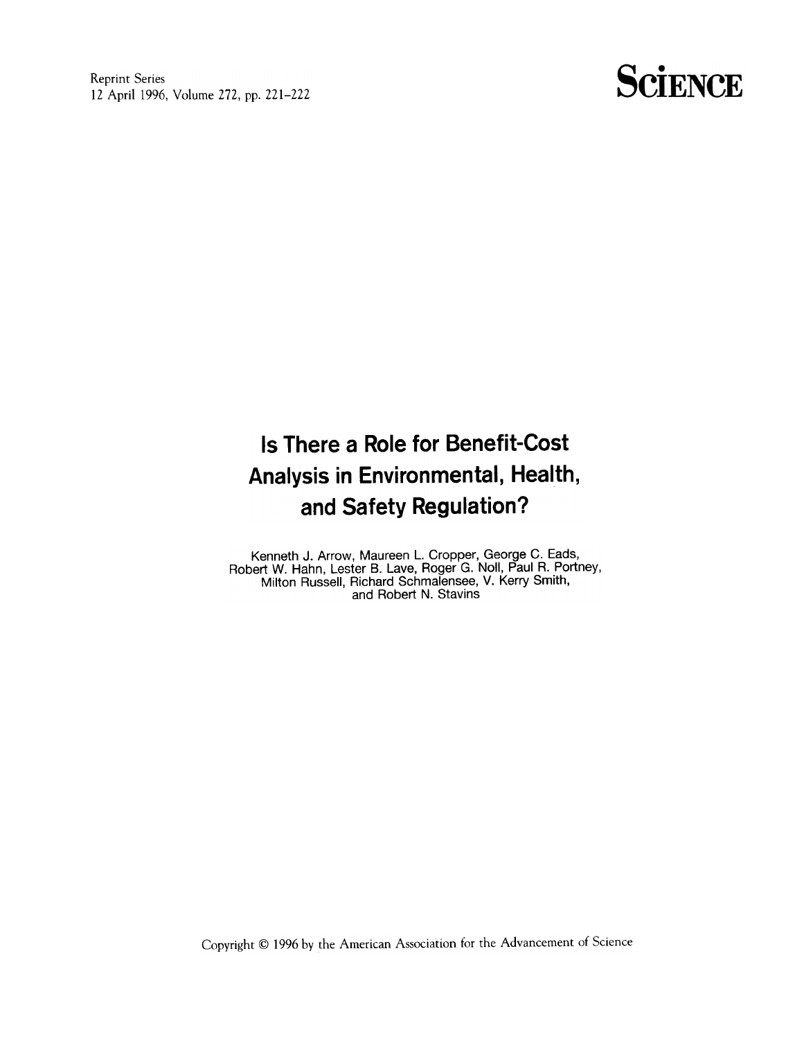Reprint Series
12 April 1996, Volume 272, pp. 221–222

**SCIENCE**

# Is There a Role for Benefit-Cost Analysis in Environmental, Health, and Safety Regulation?

Kenneth J. Arrow, Maureen L. Cropper, George C. Eads, Robert W. Hahn, Lester B. Lave, Roger G. Noll, Paul R. Portney, Milton Russell, Richard Schmalensee, V. Kerry Smith, and Robert N. Stavins

Copyright © 1996 by the American Association for the Advancement of Science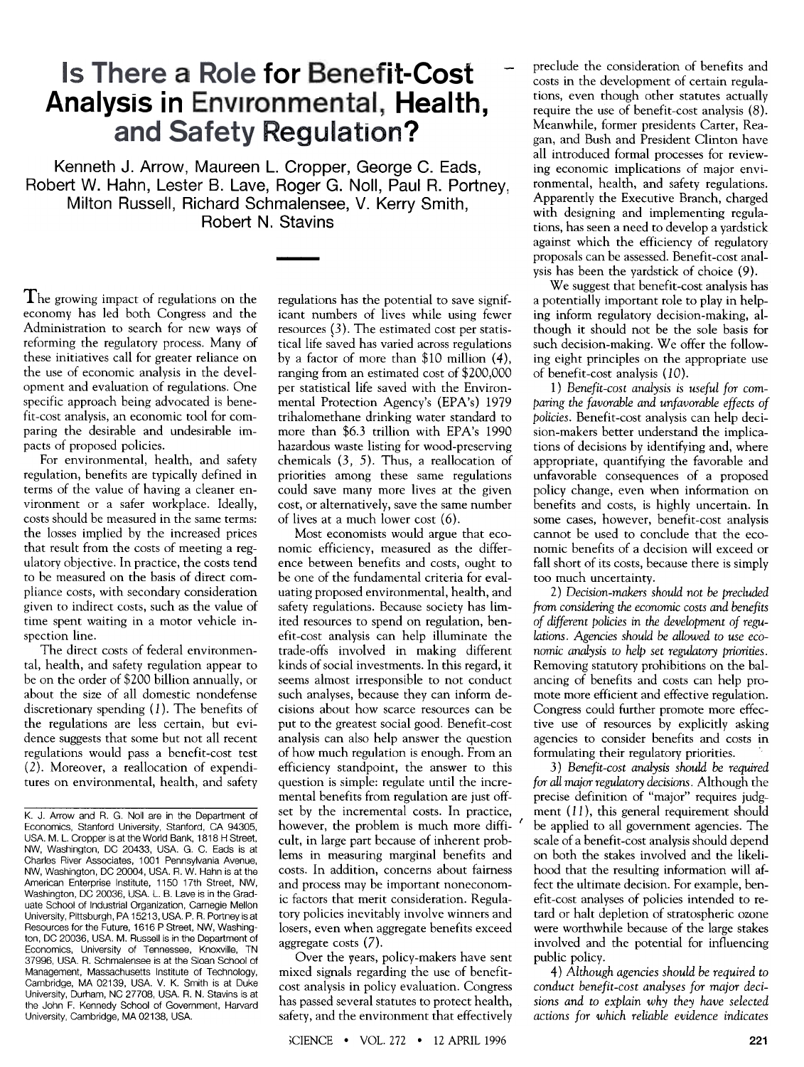# Is There a Role for Benefit-Cost Analysis in Environmental, Health, and Safety Regulation?

Kenneth J. Arrow, Maureen L. Cropper, George C. Eads, Robert W. Hahn, Lester B. Lave, Roger G. Noll, Paul R. Portney, Milton Russell, Richard Schmalensee, V. Kerry Smith, Robert N. Stavins

The growing impact of regulations on the economy has led both Congress and the Administration to search for new ways of reforming the regulatory process. Many of these initiatives call for greater reliance on the use of economic analysis in the development and evaluation of regulations. One specific approach being advocated is benefit-cost analysis, an economic tool for comparing the desirable and undesirable impacts of proposed policies.

For environmental, health, and safety regulation, benefits are typically defined in terms of the value of having a cleaner environment or a safer workplace. Ideally, costs should be measured in the same terms: the losses implied by the increased prices that result from the costs of meeting a regulatory objective. In practice, the costs tend to be measured on the basis of direct compliance costs, with secondary consideration given to indirect costs, such as the value of time spent waiting in a motor vehicle inspection line.

The direct costs of federal environmental, health, and safety regulation appear to be on the order of $200 billion annually, or about the size of all domestic nondefense discretionary spending (1). The benefits of the regulations are less certain, but evidence suggests that some but not all recent regulations would pass a benefit-cost test (2). Moreover, a reallocation of expenditures on environmental, health, and safety regulations has the potential to save significant numbers of lives while using fewer resources (3). The estimated cost per statistical life saved has varied across regulations by a factor of more than $10 million (4), ranging from an estimated cost of $200,000 per statistical life saved with the Environmental Protection Agency's (EPA's) 1979 trihalomethane drinking water standard to more than $6.3 trillion with EPA's 1990 hazardous waste listing for wood-preserving chemicals (3, 5). Thus, a reallocation of priorities among these same regulations could save many more lives at the given cost, or alternatively, save the same number of lives at a much lower cost (6).

Most economists would argue that economic efficiency, measured as the difference between benefits and costs, ought to be one of the fundamental criteria for evaluating proposed environmental, health, and safety regulations. Because society has limited resources to spend on regulation, benefit-cost analysis can help illuminate the trade-offs involved in making different kinds of social investments. In this regard, it seems almost irresponsible to not conduct such analyses, because they can inform decisions about how scarce resources can be put to the greatest social good. Benefit-cost analysis can also help answer the question of how much regulation is enough. From an efficiency standpoint, the answer to this question is simple: regulate until the incremental benefits from regulation are just offset by the incremental costs. In practice, however, the problem is much more difficult, in large part because of inherent problems in measuring marginal benefits and costs. In addition, concerns about fairness and process may be important noneconomic factors that merit consideration. Regulatory policies inevitably involve winners and losers, even when aggregate benefits exceed aggregate costs (7).

Over the years, policy-makers have sent mixed signals regarding the use of benefit-cost analysis in policy evaluation. Congress has passed several statutes to protect health, safety, and the environment that effectively preclude the consideration of benefits and costs in the development of certain regulations, even though other statutes actually require the use of benefit-cost analysis (8). Meanwhile, former presidents Carter, Reagan, and Bush and President Clinton have all introduced formal processes for reviewing economic implications of major environmental, health, and safety regulations. Apparently the Executive Branch, charged with designing and implementing regulations, has seen a need to develop a yardstick against which the efficiency of regulatory proposals can be assessed. Benefit-cost analysis has been the yardstick of choice (9).

We suggest that benefit-cost analysis has a potentially important role to play in helping inform regulatory decision-making, although it should not be the sole basis for such decision-making. We offer the following eight principles on the appropriate use of benefit-cost analysis (10).

1) *Benefit-cost analysis is useful for comparing the favorable and unfavorable effects of policies.* Benefit-cost analysis can help decision-makers better understand the implications of decisions by identifying and, where appropriate, quantifying the favorable and unfavorable consequences of a proposed policy change, even when information on benefits and costs, is highly uncertain. In some cases, however, benefit-cost analysis cannot be used to conclude that the economic benefits of a decision will exceed or fall short of its costs, because there is simply too much uncertainty.

2) *Decision-makers should not be precluded from considering the economic costs and benefits of different policies in the development of regulations. Agencies should be allowed to use economic analysis to help set regulatory priorities.* Removing statutory prohibitions on the balancing of benefits and costs can help promote more efficient and effective regulation. Congress could further promote more effective use of resources by explicitly asking agencies to consider benefits and costs in formulating their regulatory priorities.

3) *Benefit-cost analysis should be required for all major regulatory decisions.* Although the precise definition of "major" requires judgment (11), this general requirement should be applied to all government agencies. The scale of a benefit-cost analysis should depend on both the stakes involved and the likelihood that the resulting information will affect the ultimate decision. For example, benefit-cost analyses of policies intended to retard or halt depletion of stratospheric ozone were worthwhile because of the large stakes involved and the potential for influencing public policy.

4) *Although agencies should be required to conduct benefit-cost analyses for major decisions and to explain why they have selected actions for which reliable evidence indicates*

K. J. Arrow and R. G. Noll are in the Department of Economics, Stanford University, Stanford, CA 94305, USA. M. L. Cropper is at the World Bank, 1818 H Street, NW, Washington, DC 20433, USA. G. C. Eads is at Charles River Associates, 1001 Pennsylvania Avenue, NW, Washington, DC 20004, USA. R. W. Hahn is at the American Enterprise Institute, 1150 17th Street, NW, Washington, DC 20036, USA. L. B. Lave is in the Graduate School of Industrial Organization, Carnegie Mellon University, Pittsburgh, PA 15213, USA. P. R. Portney is at Resources for the Future, 1616 P Street, NW, Washington, DC 20036, USA. M. Russell is in the Department of Economics, University of Tennessee, Knoxville, TN 37996, USA. R. Schmalensee is at the Sloan School of Management, Massachusetts Institute of Technology, Cambridge, MA 02139, USA. V. K. Smith is at Duke University, Durham, NC 27708, USA. R. N. Stavins is at the John F. Kennedy School of Government, Harvard University, Cambridge, MA 02138, USA.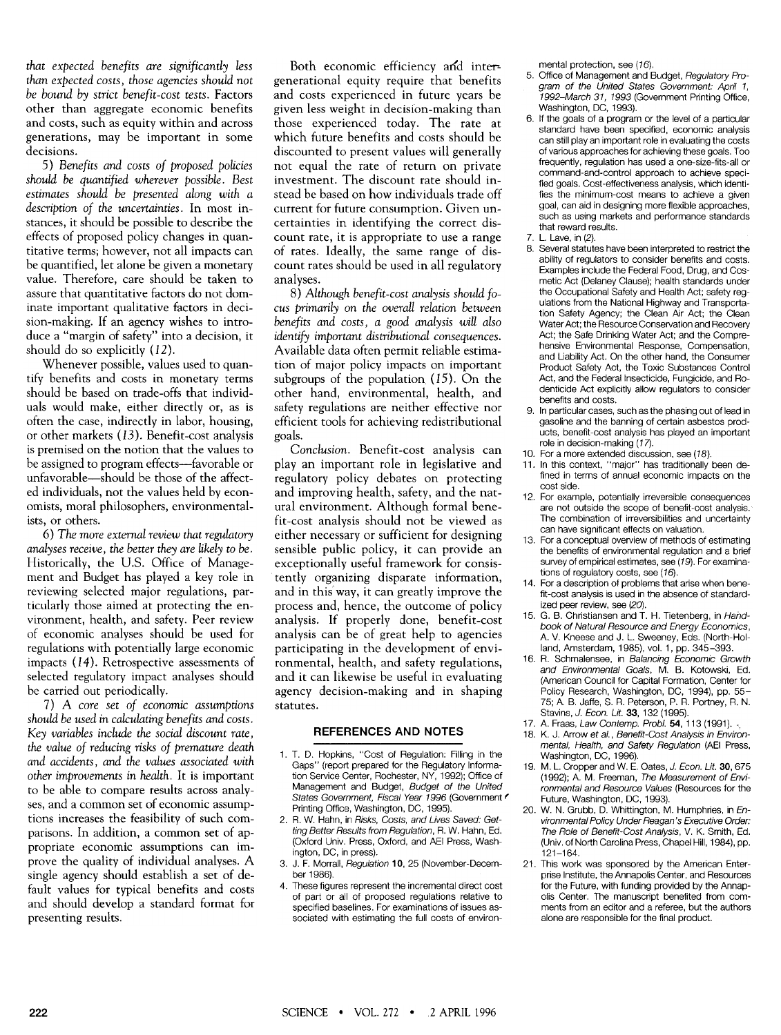*that expected benefits are significantly less than expected costs, those agencies should not be bound by strict benefit-cost tests.* Factors other than aggregate economic benefits and costs, such as equity within and across generations, may be important in some decisions.

5) *Benefits and costs of proposed policies should be quantified wherever possible. Best estimates should be presented along with a description of the uncertainties.* In most instances, it should be possible to describe the effects of proposed policy changes in quantitative terms; however, not all impacts can be quantified, let alone be given a monetary value. Therefore, care should be taken to assure that quantitative factors do not dominate important qualitative factors in decision-making. If an agency wishes to introduce a "margin of safety" into a decision, it should do so explicitly (*12*).

Whenever possible, values used to quantify benefits and costs in monetary terms should be based on trade-offs that individuals would make, either directly or, as is often the case, indirectly in labor, housing, or other markets (*13*). Benefit-cost analysis is premised on the notion that the values to be assigned to program effects—favorable or unfavorable—should be those of the affected individuals, not the values held by economists, moral philosophers, environmentalists, or others.

6) *The more external review that regulatory analyses receive, the better they are likely to be.* Historically, the U.S. Office of Management and Budget has played a key role in reviewing selected major regulations, particularly those aimed at protecting the environment, health, and safety. Peer review of economic analyses should be used for regulations with potentially large economic impacts (*14*). Retrospective assessments of selected regulatory impact analyses should be carried out periodically.

7) *A core set of economic assumptions should be used in calculating benefits and costs. Key variables include the social discount rate, the value of reducing risks of premature death and accidents, and the values associated with other improvements in health.* It is important to be able to compare results across analyses, and a common set of economic assumptions increases the feasibility of such comparisons. In addition, a common set of appropriate economic assumptions can improve the quality of individual analyses. A single agency should establish a set of default values for typical benefits and costs and should develop a standard format for presenting results.

Both economic efficiency and intergenerational equity require that benefits and costs experienced in future years be given less weight in decision-making than those experienced today. The rate at which future benefits and costs should be discounted to present values will generally not equal the rate of return on private investment. The discount rate should instead be based on how individuals trade off current for future consumption. Given uncertainties in identifying the correct discount rate, it is appropriate to use a range of rates. Ideally, the same range of discount rates should be used in all regulatory analyses.

8) *Although benefit-cost analysis should focus primarily on the overall relation between benefits and costs, a good analysis will also identify important distributional consequences.* Available data often permit reliable estimation of major policy impacts on important subgroups of the population (*15*). On the other hand, environmental, health, and safety regulations are neither effective nor efficient tools for achieving redistributional goals.

*Conclusion.* Benefit-cost analysis can play an important role in legislative and regulatory policy debates on protecting and improving health, safety, and the natural environment. Although formal benefit-cost analysis should not be viewed as either necessary or sufficient for designing sensible public policy, it can provide an exceptionally useful framework for consistently organizing disparate information, and in this way, it can greatly improve the process and, hence, the outcome of policy analysis. If properly done, benefit-cost analysis can be of great help to agencies participating in the development of environmental, health, and safety regulations, and it can likewise be useful in evaluating agency decision-making and in shaping statutes.

## REFERENCES AND NOTES

1. T. D. Hopkins, "Cost of Regulation: Filling in the Gaps" (report prepared for the Regulatory Information Service Center, Rochester, NY, 1992); Office of Management and Budget, *Budget of the United States Government, Fiscal Year 1996* (Government Printing Office, Washington, DC, 1995).
2. R. W. Hahn, in *Risks, Costs, and Lives Saved: Getting Better Results from Regulation*, R. W. Hahn, Ed. (Oxford Univ. Press, Oxford, and AEI Press, Washington, DC, in press).
3. J. F. Morrall, *Regulation* **10**, 25 (November-December 1986).
4. These figures represent the incremental direct cost of part or all of proposed regulations relative to specified baselines. For examinations of issues associated with estimating the full costs of environmental protection, see (*16*).
5. Office of Management and Budget, *Regulatory Program of the United States Government: April 1, 1992–March 31, 1993* (Government Printing Office, Washington, DC, 1993).
6. If the goals of a program or the level of a particular standard have been specified, economic analysis can still play an important role in evaluating the costs of various approaches for achieving these goals. Too frequently, regulation has used a one-size-fits-all or command-and-control approach to achieve specified goals. Cost-effectiveness analysis, which identifies the minimum-cost means to achieve a given goal, can aid in designing more flexible approaches, such as using markets and performance standards that reward results.
7. L. Lave, in (*2*).
8. Several statutes have been interpreted to restrict the ability of regulators to consider benefits and costs. Examples include the Federal Food, Drug, and Cosmetic Act (Delaney Clause); health standards under the Occupational Safety and Health Act; safety regulations from the National Highway and Transportation Safety Agency; the Clean Air Act; the Clean Water Act; the Resource Conservation and Recovery Act; the Safe Drinking Water Act; and the Comprehensive Environmental Response, Compensation, and Liability Act. On the other hand, the Consumer Product Safety Act, the Toxic Substances Control Act, and the Federal Insecticide, Fungicide, and Rodenticide Act explicitly allow regulators to consider benefits and costs.
9. In particular cases, such as the phasing out of lead in gasoline and the banning of certain asbestos products, benefit-cost analysis has played an important role in decision-making (*17*).
10. For a more extended discussion, see (*18*).
11. In this context, "major" has traditionally been defined in terms of annual economic impacts on the cost side.
12. For example, potentially irreversible consequences are not outside the scope of benefit-cost analysis. The combination of irreversibilities and uncertainty can have significant effects on valuation.
13. For a conceptual overview of methods of estimating the benefits of environmental regulation and a brief survey of empirical estimates, see (*19*). For examinations of regulatory costs, see (*16*).
14. For a description of problems that arise when benefit-cost analysis is used in the absence of standardized peer review, see (*20*).
15. G. B. Christiansen and T. H. Tietenberg, in *Handbook of Natural Resource and Energy Economics*, A. V. Kneese and J. L. Sweeney, Eds. (North-Holland, Amsterdam, 1985), vol. 1, pp. 345–393.
16. R. Schmalensee, in *Balancing Economic Growth and Environmental Goals*, M. B. Kotowski, Ed. (American Council for Capital Formation, Center for Policy Research, Washington, DC, 1994), pp. 55–75; A. B. Jaffe, S. R. Peterson, P. R. Portney, R. N. Stavins, *J. Econ. Lit.* **33**, 132 (1995).
17. A. Fraas, *Law Contemp. Probl.* **54**, 113 (1991).
18. K. J. Arrow *et al.*, *Benefit-Cost Analysis in Environmental, Health, and Safety Regulation* (AEI Press, Washington, DC, 1996).
19. M. L. Cropper and W. E. Oates, *J. Econ. Lit.* **30**, 675 (1992); A. M. Freeman, *The Measurement of Environmental and Resource Values* (Resources for the Future, Washington, DC, 1993).
20. W. N. Grubb, D. Whittington, M. Humphries, in *Environmental Policy Under Reagan's Executive Order: The Role of Benefit-Cost Analysis*, V. K. Smith, Ed. (Univ. of North Carolina Press, Chapel Hill, 1984), pp. 121–164.
21. This work was sponsored by the American Enterprise Institute, the Annapolis Center, and Resources for the Future, with funding provided by the Annapolis Center. The manuscript benefited from comments from an editor and a referee, but the authors alone are responsible for the final product.